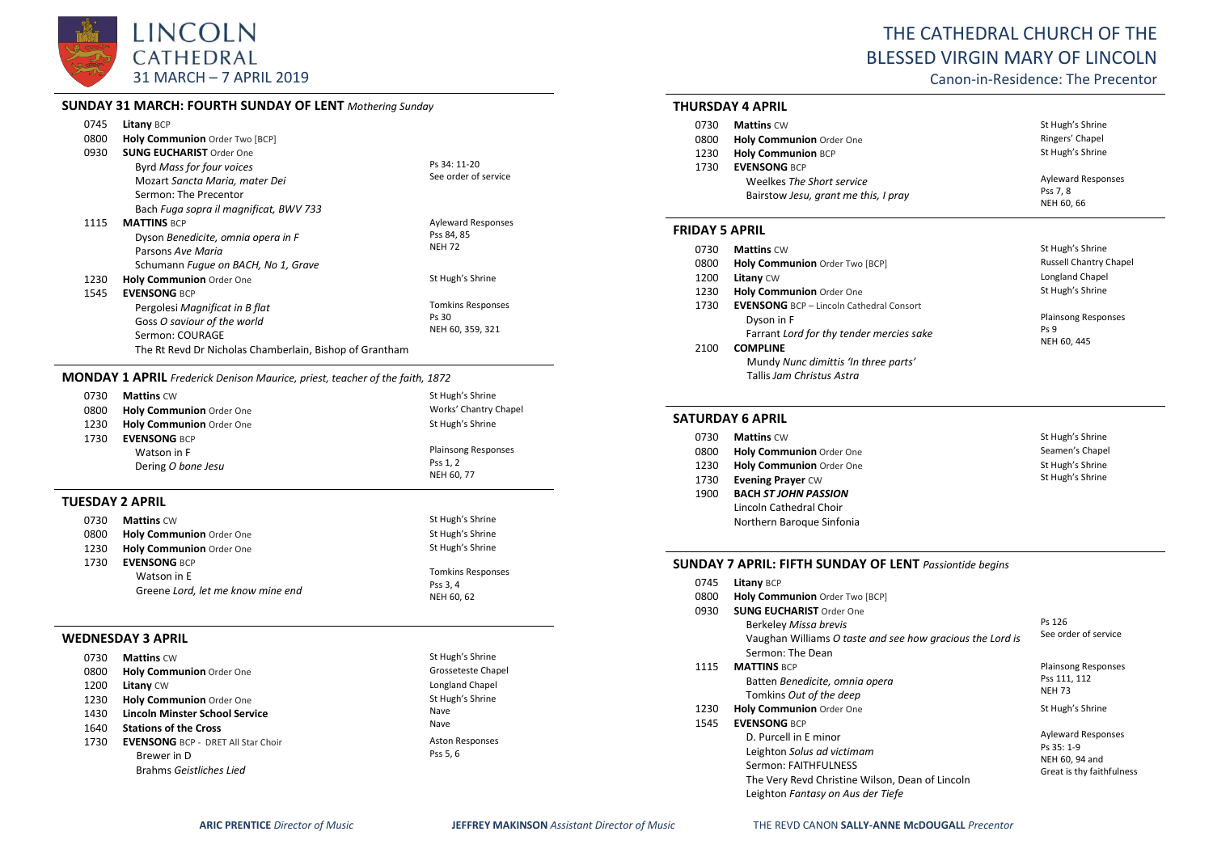# LINCOLN CATHEDRAL

31 MARCH – 7 APRIL 2019

# THE CATHEDRAL CHURCH OF THE BLESSED VIRGIN MARY OF LINCOLN

Canon-in-Residence: The Precentor

## SUNDAY 31 MARCH: FOURTH SUNDAY OF LENT *Mothering Sunday*

| | | |
|---|---|---|
| 0745 | **Litany** BCP | |
| 0800 | **Holy Communion** Order Two [BCP] | |
| 0930 | **SUNG EUCHARIST** Order One | |
| | Byrd *Mass for four voices* | Ps 34: 11-20 |
| | Mozart *Sancta Maria, mater Dei* | See order of service |
| | Sermon: The Precentor | |
| | Bach *Fuga sopra il magnificat, BWV 733* | |
| 1115 | **MATTINS** BCP | Ayleward Responses |
| | Dyson *Benedicite, omnia opera in F* | Pss 84, 85 |
| | Parsons *Ave Maria* | NEH 72 |
| | Schumann *Fugue on BACH, No 1, Grave* | |
| 1230 | **Holy Communion** Order One | St Hugh's Shrine |
| 1545 | **EVENSONG** BCP | |
| | Pergolesi *Magnificat in B flat* | Tomkins Responses |
| | Goss *O saviour of the world* | Ps 30 |
| | Sermon: COURAGE | NEH 60, 359, 321 |
| | The Rt Revd Dr Nicholas Chamberlain, Bishop of Grantham | |

## MONDAY 1 APRIL *Frederick Denison Maurice, priest, teacher of the faith, 1872*

| | | |
|---|---|---|
| 0730 | **Mattins** CW | St Hugh's Shrine |
| 0800 | **Holy Communion** Order One | Works' Chantry Chapel |
| 1230 | **Holy Communion** Order One | St Hugh's Shrine |
| 1730 | **EVENSONG** BCP | |
| | Watson in F | Plainsong Responses |
| | Dering *O bone Jesu* | Pss 1, 2 |
| | | NEH 60, 77 |

## TUESDAY 2 APRIL

| | | |
|---|---|---|
| 0730 | **Mattins** CW | St Hugh's Shrine |
| 0800 | **Holy Communion** Order One | St Hugh's Shrine |
| 1230 | **Holy Communion** Order One | St Hugh's Shrine |
| 1730 | **EVENSONG** BCP | |
| | Watson in E | Tomkins Responses |
| | Greene *Lord, let me know mine end* | Pss 3, 4 |
| | | NEH 60, 62 |

## WEDNESDAY 3 APRIL

| | | |
|---|---|---|
| 0730 | **Mattins** CW | St Hugh's Shrine |
| 0800 | **Holy Communion** Order One | Grosseteste Chapel |
| 1200 | **Litany** CW | Longland Chapel |
| 1230 | **Holy Communion** Order One | St Hugh's Shrine |
| 1430 | **Lincoln Minster School Service** | Nave |
| 1640 | **Stations of the Cross** | Nave |
| 1730 | **EVENSONG** BCP - DRET All Star Choir | Aston Responses |
| | Brewer in D | Pss 5, 6 |
| | Brahms *Geistliches Lied* | |

## THURSDAY 4 APRIL

| | | |
|---|---|---|
| 0730 | **Mattins** CW | St Hugh's Shrine |
| 0800 | **Holy Communion** Order One | Ringers' Chapel |
| 1230 | **Holy Communion** BCP | St Hugh's Shrine |
| 1730 | **EVENSONG** BCP | |
| | Weelkes *The Short service* | Ayleward Responses |
| | Bairstow *Jesu, grant me this, I pray* | Pss 7, 8 |
| | | NEH 60, 66 |

## FRIDAY 5 APRIL

| | | |
|---|---|---|
| 0730 | **Mattins** CW | St Hugh's Shrine |
| 0800 | **Holy Communion** Order Two [BCP] | Russell Chantry Chapel |
| 1200 | **Litany** CW | Longland Chapel |
| 1230 | **Holy Communion** Order One | St Hugh's Shrine |
| 1730 | **EVENSONG** BCP – Lincoln Cathedral Consort | |
| | Dyson in F | Plainsong Responses |
| | Farrant *Lord for thy tender mercies sake* | Ps 9 |
| 2100 | **COMPLINE** | NEH 60, 445 |
| | Mundy *Nunc dimittis 'In three parts'* | |
| | Tallis *Jam Christus Astra* | |

## SATURDAY 6 APRIL

| | | |
|---|---|---|
| 0730 | **Mattins** CW | St Hugh's Shrine |
| 0800 | **Holy Communion** Order One | Seamen's Chapel |
| 1230 | **Holy Communion** Order One | St Hugh's Shrine |
| 1730 | **Evening Prayer** CW | St Hugh's Shrine |
| 1900 | ***BACH ST JOHN PASSION*** | |
| | Lincoln Cathedral Choir | |
| | Northern Baroque Sinfonia | |

## SUNDAY 7 APRIL: FIFTH SUNDAY OF LENT *Passiontide begins*

| | | |
|---|---|---|
| 0745 | **Litany** BCP | |
| 0800 | **Holy Communion** Order Two [BCP] | |
| 0930 | **SUNG EUCHARIST** Order One | |
| | Berkeley *Missa brevis* | Ps 126 |
| | Vaughan Williams *O taste and see how gracious the Lord is* | See order of service |
| | Sermon: The Dean | |
| 1115 | **MATTINS** BCP | Plainsong Responses |
| | Batten *Benedicite, omnia opera* | Pss 111, 112 |
| | Tomkins *Out of the deep* | NEH 73 |
| 1230 | **Holy Communion** Order One | St Hugh's Shrine |
| 1545 | **EVENSONG** BCP | |
| | D. Purcell in E minor | Ayleward Responses |
| | Leighton *Solus ad victimam* | Ps 35: 1-9 |
| | Sermon: FAITHFULNESS | NEH 60, 94 and |
| | The Very Revd Christine Wilson, Dean of Lincoln | Great is thy faithfulness |
| | Leighton *Fantasy on Aus der Tiefe* | |

**ARIC PRENTICE** *Director of Music* **JEFFREY MAKINSON** *Assistant Director of Music* THE REVD CANON **SALLY-ANNE McDOUGALL** *Precentor*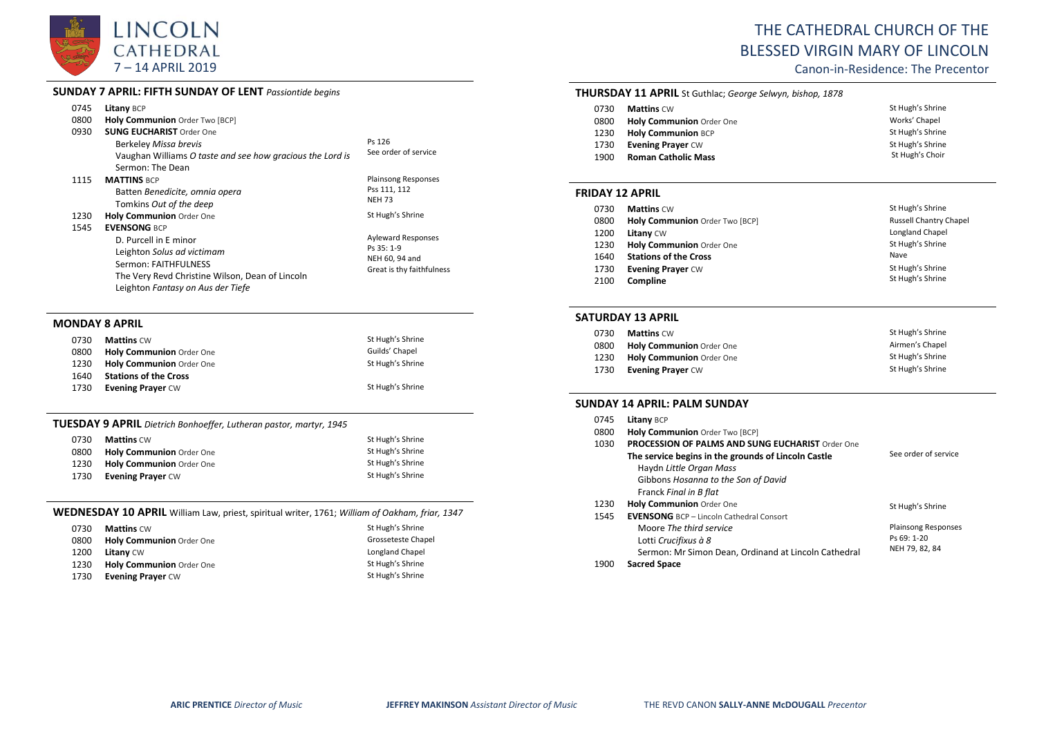# LINCOLN CATHEDRAL

7 – 14 APRIL 2019

# THE CATHEDRAL CHURCH OF THE BLESSED VIRGIN MARY OF LINCOLN

Canon-in-Residence: The Precentor

## SUNDAY 7 APRIL: FIFTH SUNDAY OF LENT *Passiontide begins*

| | | |
|---|---|---|
| 0745 | **Litany** BCP | |
| 0800 | **Holy Communion** Order Two [BCP] | |
| 0930 | **SUNG EUCHARIST** Order One<br>Berkeley *Missa brevis*<br>Vaughan Williams *O taste and see how gracious the Lord is*<br>Sermon: The Dean | Ps 126<br>See order of service |
| 1115 | **MATTINS** BCP<br>Batten *Benedicite, omnia opera*<br>Tomkins *Out of the deep* | Plainsong Responses<br>Pss 111, 112<br>NEH 73 |
| 1230 | **Holy Communion** Order One | St Hugh's Shrine |
| 1545 | **EVENSONG** BCP<br>D. Purcell in E minor<br>Leighton *Solus ad victimam*<br>Sermon: FAITHFULNESS<br>The Very Revd Christine Wilson, Dean of Lincoln<br>Leighton *Fantasy on Aus der Tiefe* | Ayleward Responses<br>Ps 35: 1-9<br>NEH 60, 94 and<br>Great is thy faithfulness |

## MONDAY 8 APRIL

| | | |
|---|---|---|
| 0730 | **Mattins** CW | St Hugh's Shrine |
| 0800 | **Holy Communion** Order One | Guilds' Chapel |
| 1230 | **Holy Communion** Order One | St Hugh's Shrine |
| 1640 | **Stations of the Cross** | |
| 1730 | **Evening Prayer** CW | St Hugh's Shrine |

## TUESDAY 9 APRIL *Dietrich Bonhoeffer, Lutheran pastor, martyr, 1945*

| | | |
|---|---|---|
| 0730 | **Mattins** CW | St Hugh's Shrine |
| 0800 | **Holy Communion** Order One | St Hugh's Shrine |
| 1230 | **Holy Communion** Order One | St Hugh's Shrine |
| 1730 | **Evening Prayer** CW | St Hugh's Shrine |

## WEDNESDAY 10 APRIL William Law, priest, spiritual writer, 1761; *William of Oakham, friar, 1347*

| | | |
|---|---|---|
| 0730 | **Mattins** CW | St Hugh's Shrine |
| 0800 | **Holy Communion** Order One | Grosseteste Chapel |
| 1200 | **Litany** CW | Longland Chapel |
| 1230 | **Holy Communion** Order One | St Hugh's Shrine |
| 1730 | **Evening Prayer** CW | St Hugh's Shrine |

## THURSDAY 11 APRIL St Guthlac; *George Selwyn, bishop, 1878*

| | | |
|---|---|---|
| 0730 | **Mattins** CW | St Hugh's Shrine |
| 0800 | **Holy Communion** Order One | Works' Chapel |
| 1230 | **Holy Communion** BCP | St Hugh's Shrine |
| 1730 | **Evening Prayer** CW | St Hugh's Shrine |
| 1900 | **Roman Catholic Mass** | St Hugh's Choir |

## FRIDAY 12 APRIL

| | | |
|---|---|---|
| 0730 | **Mattins** CW | St Hugh's Shrine |
| 0800 | **Holy Communion** Order Two [BCP] | Russell Chantry Chapel |
| 1200 | **Litany** CW | Longland Chapel |
| 1230 | **Holy Communion** Order One | St Hugh's Shrine |
| 1640 | **Stations of the Cross** | Nave |
| 1730 | **Evening Prayer** CW | St Hugh's Shrine |
| 2100 | **Compline** | St Hugh's Shrine |

## SATURDAY 13 APRIL

| | | |
|---|---|---|
| 0730 | **Mattins** CW | St Hugh's Shrine |
| 0800 | **Holy Communion** Order One | Airmen's Chapel |
| 1230 | **Holy Communion** Order One | St Hugh's Shrine |
| 1730 | **Evening Prayer** CW | St Hugh's Shrine |

## SUNDAY 14 APRIL: PALM SUNDAY

| | | |
|---|---|---|
| 0745 | **Litany** BCP | |
| 0800 | **Holy Communion** Order Two [BCP] | |
| 1030 | **PROCESSION OF PALMS AND SUNG EUCHARIST** Order One<br>**The service begins in the grounds of Lincoln Castle**<br>Haydn *Little Organ Mass*<br>Gibbons *Hosanna to the Son of David*<br>Franck *Final in B flat* | See order of service |
| 1230 | **Holy Communion** Order One | St Hugh's Shrine |
| 1545 | **EVENSONG** BCP – Lincoln Cathedral Consort<br>Moore *The third service*<br>Lotti *Crucifixus à 8*<br>Sermon: Mr Simon Dean, Ordinand at Lincoln Cathedral | Plainsong Responses<br>Ps 69: 1-20<br>NEH 79, 82, 84 |
| 1900 | **Sacred Space** | |

**ARIC PRENTICE** *Director of Music* **JEFFREY MAKINSON** *Assistant Director of Music* THE REVD CANON **SALLY-ANNE McDOUGALL** *Precentor*